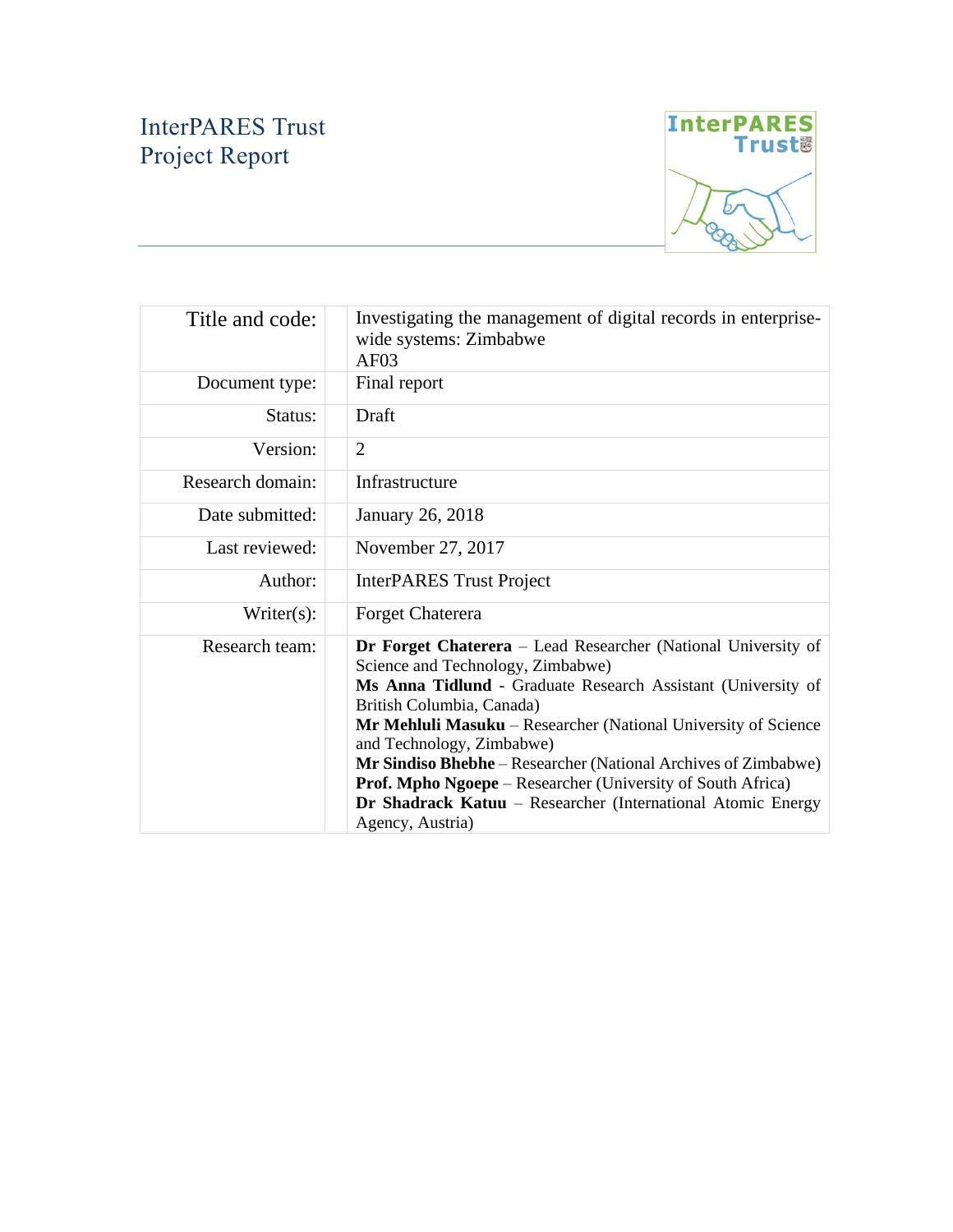# InterPARES Trust Project Report

| | |
|---|---|
| Title and code: | Investigating the management of digital records in enterprise-wide systems: Zimbabwe AF03 |
| Document type: | Final report |
| Status: | Draft |
| Version: | 2 |
| Research domain: | Infrastructure |
| Date submitted: | January 26, 2018 |
| Last reviewed: | November 27, 2017 |
| Author: | InterPARES Trust Project |
| Writer(s): | Forget Chaterera |
| Research team: | **Dr Forget Chaterera** – Lead Researcher (National University of Science and Technology, Zimbabwe)<br>**Ms Anna Tidlund** - Graduate Research Assistant (University of British Columbia, Canada)<br>**Mr Mehluli Masuku** – Researcher (National University of Science and Technology, Zimbabwe)<br>**Mr Sindiso Bhebhe** – Researcher (National Archives of Zimbabwe)<br>**Prof. Mpho Ngoepe** – Researcher (University of South Africa)<br>**Dr Shadrack Katuu** – Researcher (International Atomic Energy Agency, Austria) |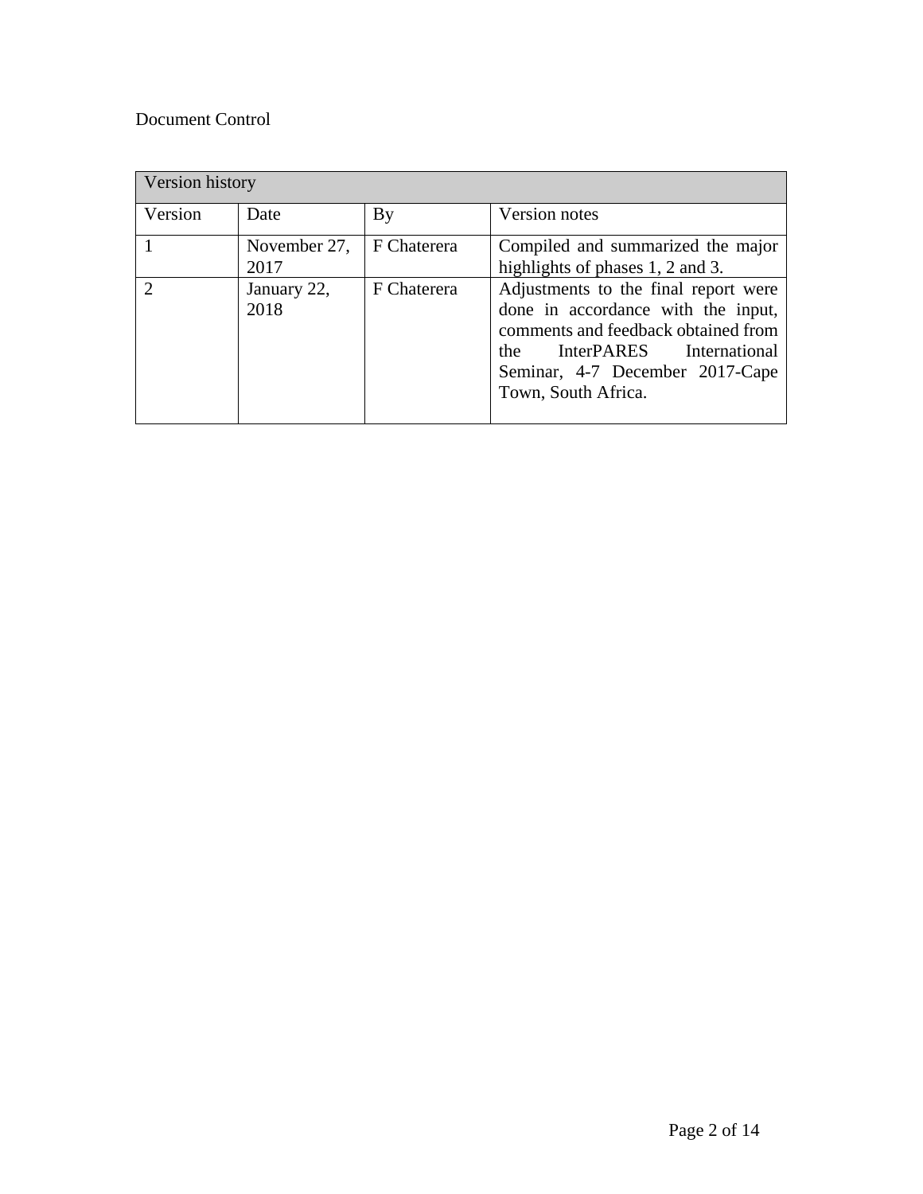Document Control

| Version history | | | |
|---|---|---|---|
| Version | Date | By | Version notes |
| 1 | November 27, 2017 | F Chaterera | Compiled and summarized the major highlights of phases 1, 2 and 3. |
| 2 | January 22, 2018 | F Chaterera | Adjustments to the final report were done in accordance with the input, comments and feedback obtained from the InterPARES International Seminar, 4-7 December 2017-Cape Town, South Africa. |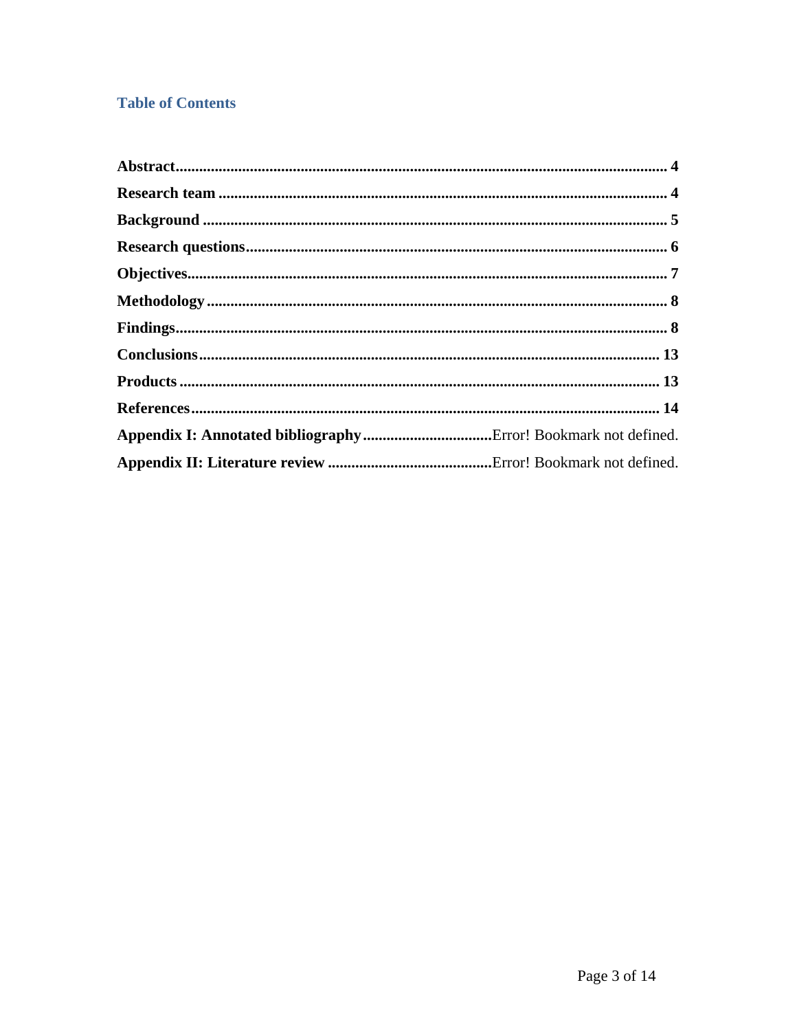## Table of Contents

**Abstract** ............................................................................................................................ **4**
**Research team** ................................................................................................................ **4**
**Background** ..................................................................................................................... **5**
**Research questions** .......................................................................................................... **6**
**Objectives** ........................................................................................................................ **7**
**Methodology** .................................................................................................................... **8**
**Findings** ........................................................................................................................... **8**
**Conclusions** .................................................................................................................... **13**
**Products** ......................................................................................................................... **13**
**References** ...................................................................................................................... **14**
**Appendix I: Annotated bibliography** ................................. Error! Bookmark not defined.
**Appendix II: Literature review** .......................................... Error! Bookmark not defined.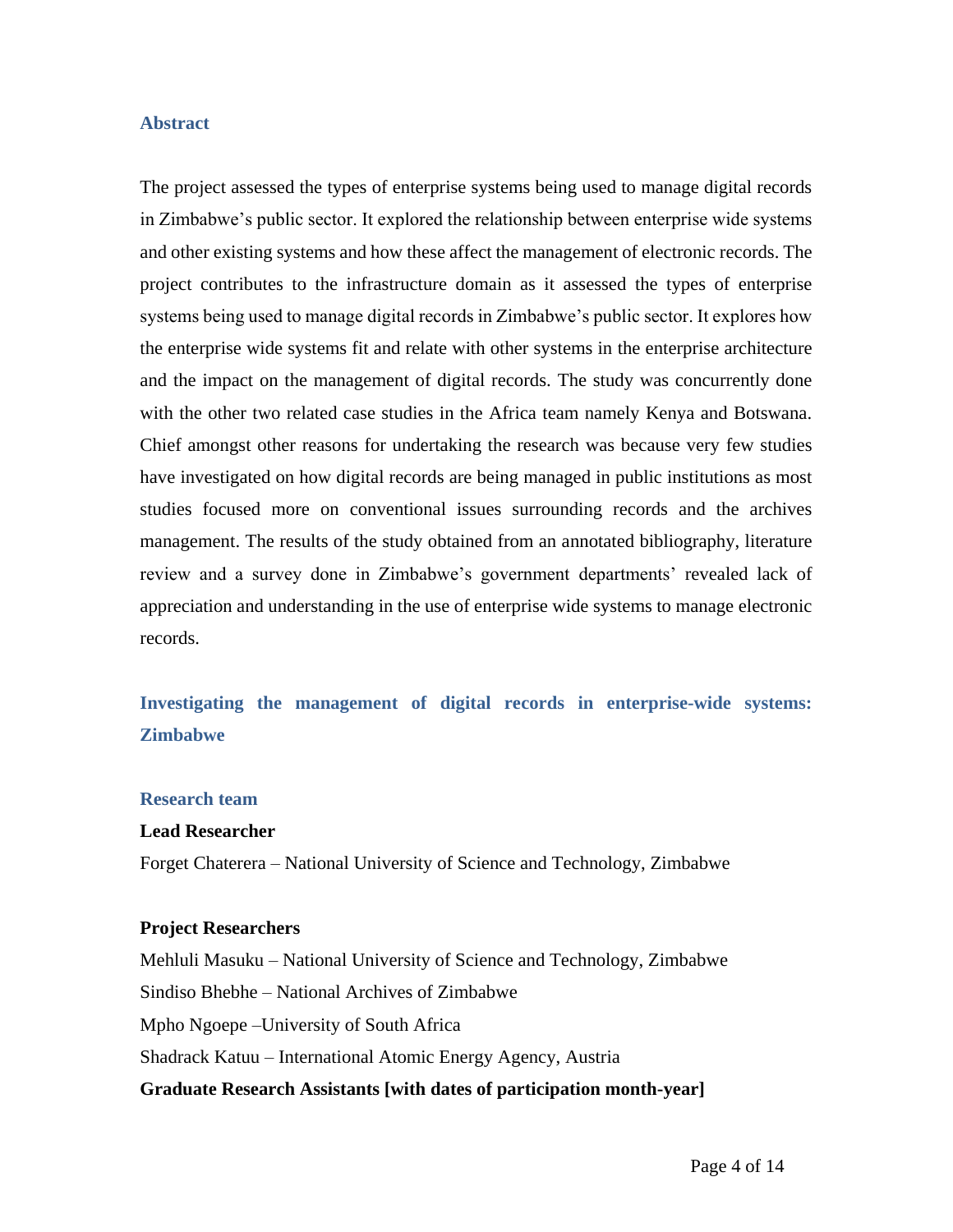## Abstract

The project assessed the types of enterprise systems being used to manage digital records in Zimbabwe's public sector. It explored the relationship between enterprise wide systems and other existing systems and how these affect the management of electronic records. The project contributes to the infrastructure domain as it assessed the types of enterprise systems being used to manage digital records in Zimbabwe's public sector. It explores how the enterprise wide systems fit and relate with other systems in the enterprise architecture and the impact on the management of digital records. The study was concurrently done with the other two related case studies in the Africa team namely Kenya and Botswana. Chief amongst other reasons for undertaking the research was because very few studies have investigated on how digital records are being managed in public institutions as most studies focused more on conventional issues surrounding records and the archives management. The results of the study obtained from an annotated bibliography, literature review and a survey done in Zimbabwe's government departments' revealed lack of appreciation and understanding in the use of enterprise wide systems to manage electronic records.

## Investigating the management of digital records in enterprise-wide systems: Zimbabwe

### Research team

**Lead Researcher**

Forget Chaterera – National University of Science and Technology, Zimbabwe

**Project Researchers**

Mehluli Masuku – National University of Science and Technology, Zimbabwe
Sindiso Bhebhe – National Archives of Zimbabwe
Mpho Ngoepe –University of South Africa
Shadrack Katuu – International Atomic Energy Agency, Austria

**Graduate Research Assistants [with dates of participation month-year]**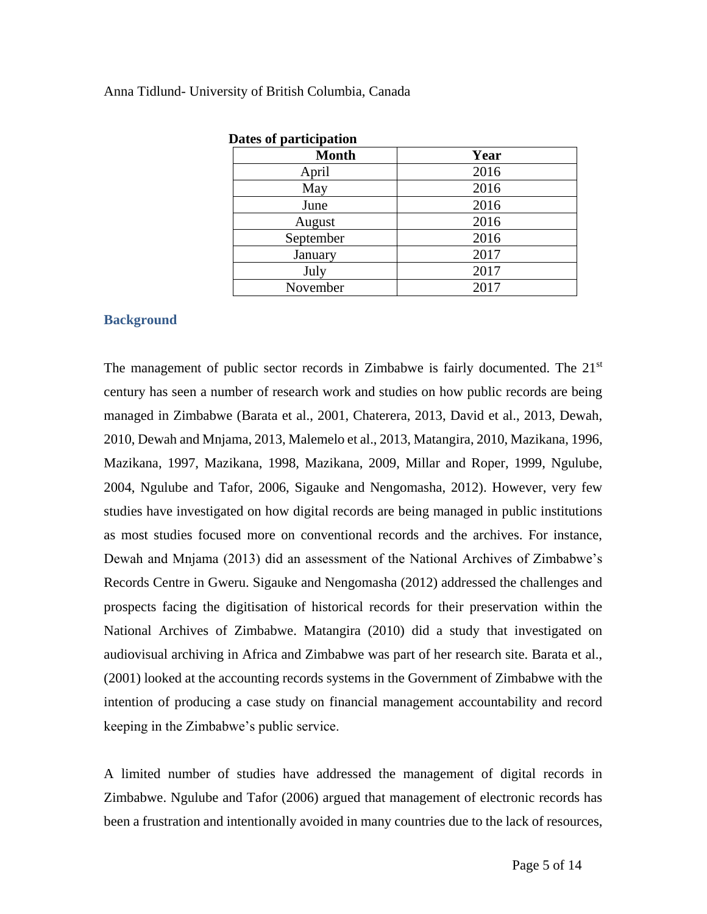Anna Tidlund- University of British Columbia, Canada

**Dates of participation**

| Month | Year |
|---|---|
| April | 2016 |
| May | 2016 |
| June | 2016 |
| August | 2016 |
| September | 2016 |
| January | 2017 |
| July | 2017 |
| November | 2017 |

## Background

The management of public sector records in Zimbabwe is fairly documented. The 21st century has seen a number of research work and studies on how public records are being managed in Zimbabwe (Barata et al., 2001, Chaterera, 2013, David et al., 2013, Dewah, 2010, Dewah and Mnjama, 2013, Malemelo et al., 2013, Matangira, 2010, Mazikana, 1996, Mazikana, 1997, Mazikana, 1998, Mazikana, 2009, Millar and Roper, 1999, Ngulube, 2004, Ngulube and Tafor, 2006, Sigauke and Nengomasha, 2012). However, very few studies have investigated on how digital records are being managed in public institutions as most studies focused more on conventional records and the archives. For instance, Dewah and Mnjama (2013) did an assessment of the National Archives of Zimbabwe's Records Centre in Gweru. Sigauke and Nengomasha (2012) addressed the challenges and prospects facing the digitisation of historical records for their preservation within the National Archives of Zimbabwe. Matangira (2010) did a study that investigated on audiovisual archiving in Africa and Zimbabwe was part of her research site. Barata et al., (2001) looked at the accounting records systems in the Government of Zimbabwe with the intention of producing a case study on financial management accountability and record keeping in the Zimbabwe's public service.

A limited number of studies have addressed the management of digital records in Zimbabwe. Ngulube and Tafor (2006) argued that management of electronic records has been a frustration and intentionally avoided in many countries due to the lack of resources,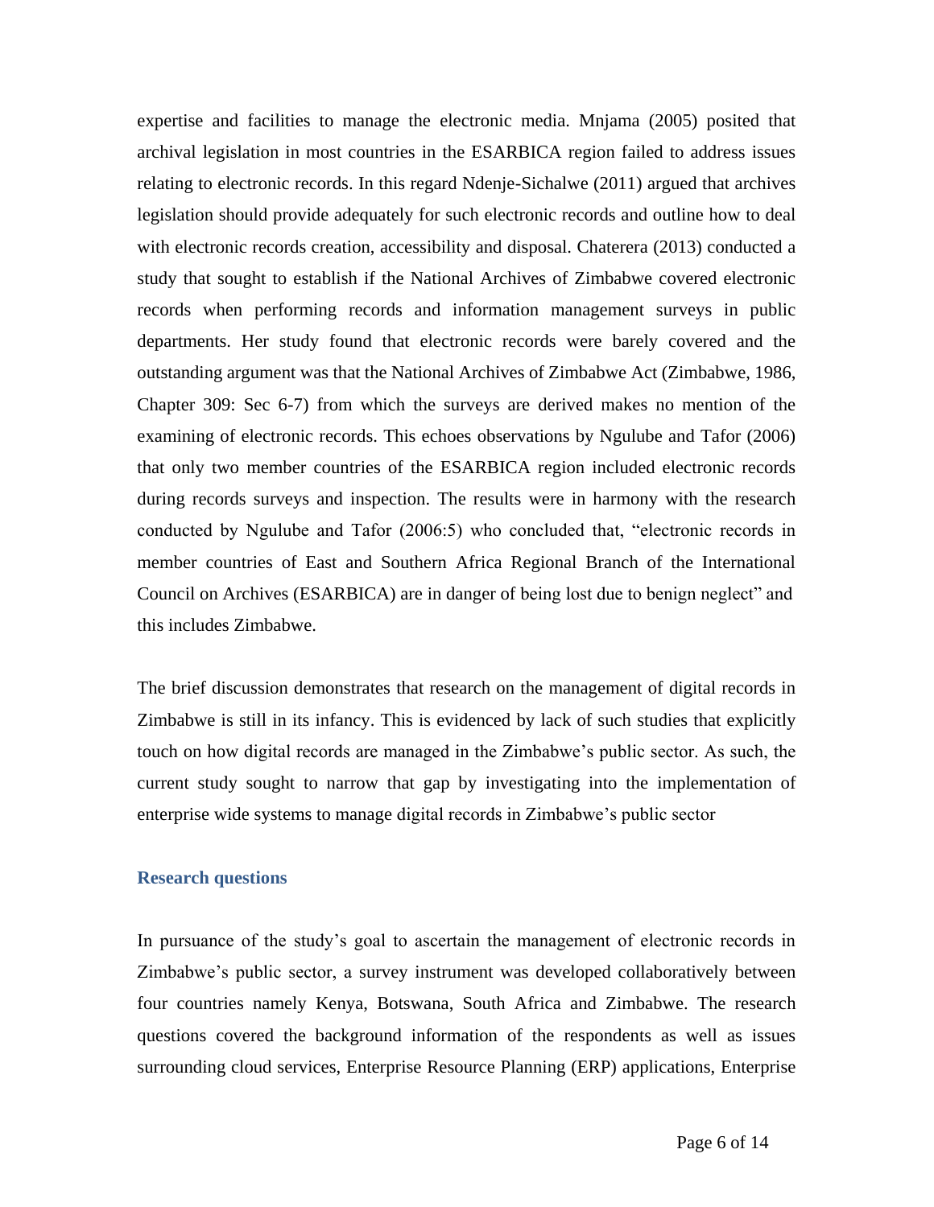expertise and facilities to manage the electronic media. Mnjama (2005) posited that archival legislation in most countries in the ESARBICA region failed to address issues relating to electronic records. In this regard Ndenje-Sichalwe (2011) argued that archives legislation should provide adequately for such electronic records and outline how to deal with electronic records creation, accessibility and disposal. Chaterera (2013) conducted a study that sought to establish if the National Archives of Zimbabwe covered electronic records when performing records and information management surveys in public departments. Her study found that electronic records were barely covered and the outstanding argument was that the National Archives of Zimbabwe Act (Zimbabwe, 1986, Chapter 309: Sec 6-7) from which the surveys are derived makes no mention of the examining of electronic records. This echoes observations by Ngulube and Tafor (2006) that only two member countries of the ESARBICA region included electronic records during records surveys and inspection. The results were in harmony with the research conducted by Ngulube and Tafor (2006:5) who concluded that, "electronic records in member countries of East and Southern Africa Regional Branch of the International Council on Archives (ESARBICA) are in danger of being lost due to benign neglect" and this includes Zimbabwe.

The brief discussion demonstrates that research on the management of digital records in Zimbabwe is still in its infancy. This is evidenced by lack of such studies that explicitly touch on how digital records are managed in the Zimbabwe's public sector. As such, the current study sought to narrow that gap by investigating into the implementation of enterprise wide systems to manage digital records in Zimbabwe's public sector

## Research questions

In pursuance of the study's goal to ascertain the management of electronic records in Zimbabwe's public sector, a survey instrument was developed collaboratively between four countries namely Kenya, Botswana, South Africa and Zimbabwe. The research questions covered the background information of the respondents as well as issues surrounding cloud services, Enterprise Resource Planning (ERP) applications, Enterprise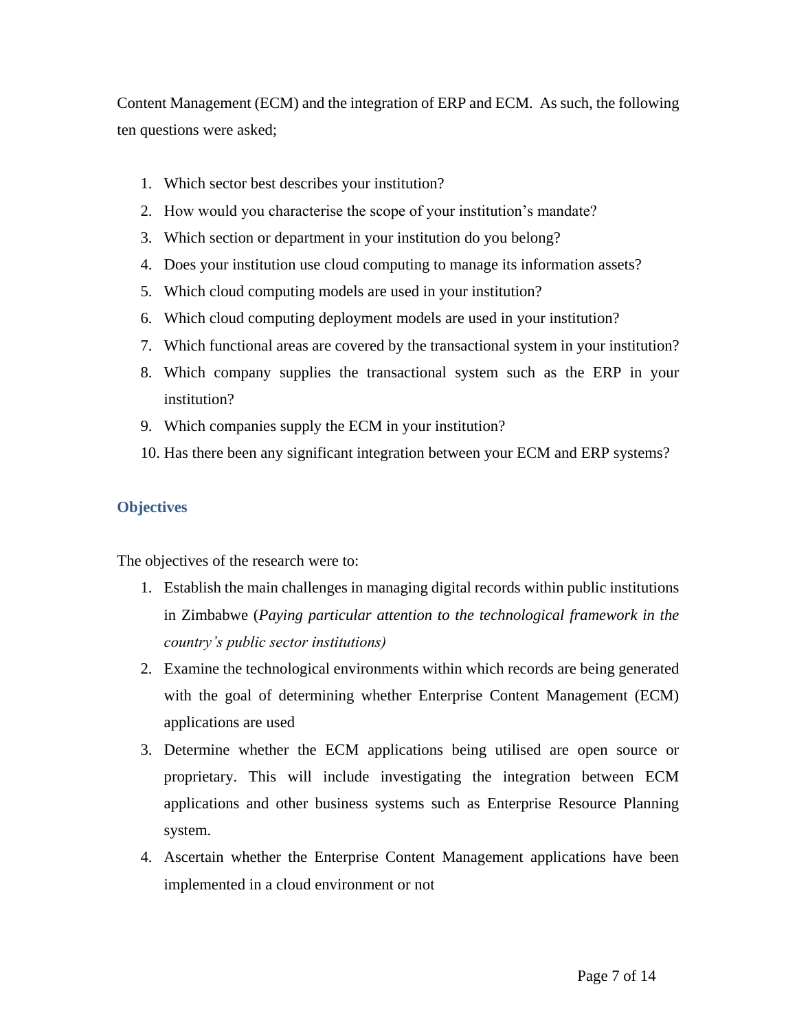Content Management (ECM) and the integration of ERP and ECM. As such, the following ten questions were asked;

1. Which sector best describes your institution?
2. How would you characterise the scope of your institution's mandate?
3. Which section or department in your institution do you belong?
4. Does your institution use cloud computing to manage its information assets?
5. Which cloud computing models are used in your institution?
6. Which cloud computing deployment models are used in your institution?
7. Which functional areas are covered by the transactional system in your institution?
8. Which company supplies the transactional system such as the ERP in your institution?
9. Which companies supply the ECM in your institution?
10. Has there been any significant integration between your ECM and ERP systems?

## Objectives

The objectives of the research were to:

1. Establish the main challenges in managing digital records within public institutions in Zimbabwe (*Paying particular attention to the technological framework in the country's public sector institutions)*
2. Examine the technological environments within which records are being generated with the goal of determining whether Enterprise Content Management (ECM) applications are used
3. Determine whether the ECM applications being utilised are open source or proprietary. This will include investigating the integration between ECM applications and other business systems such as Enterprise Resource Planning system.
4. Ascertain whether the Enterprise Content Management applications have been implemented in a cloud environment or not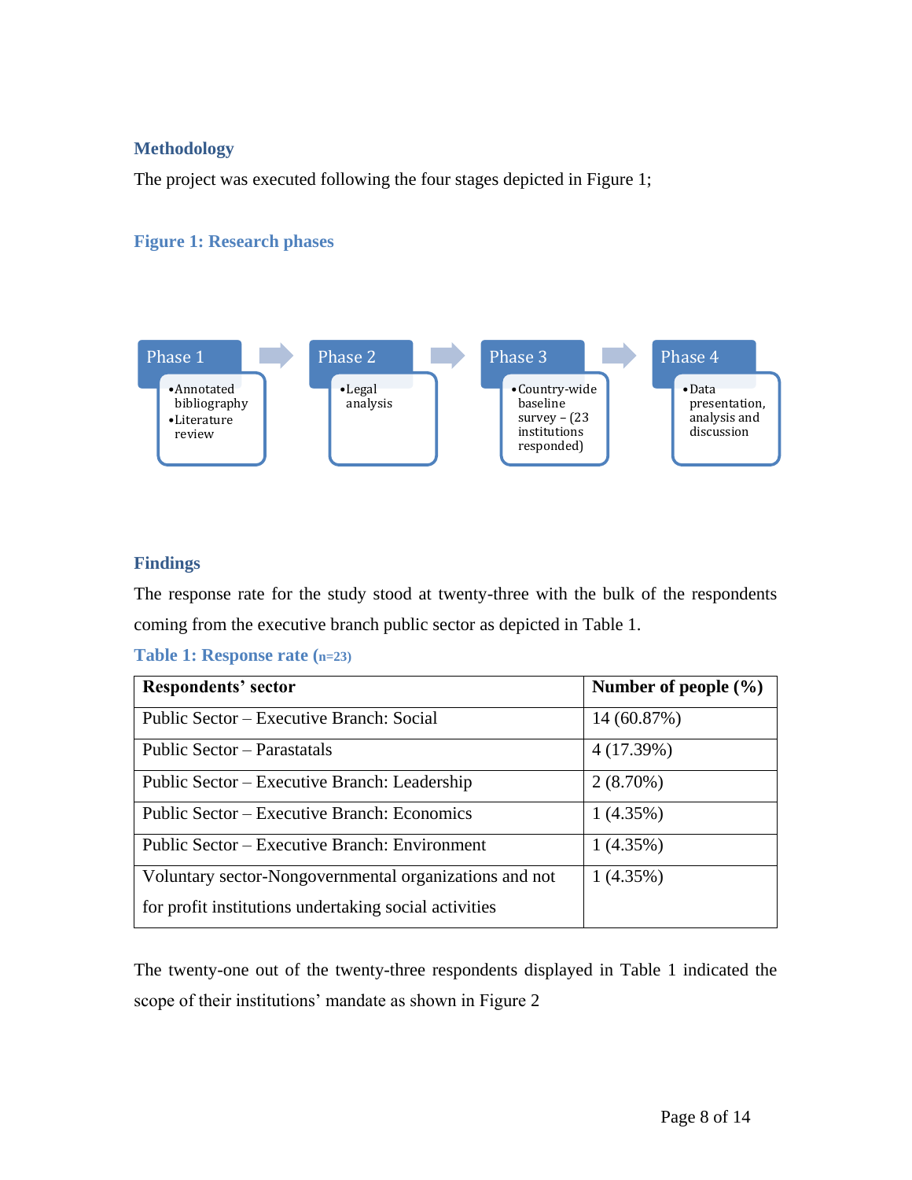## Methodology

The project was executed following the four stages depicted in Figure 1;

**Figure 1: Research phases**

- **Phase 1**
  - Annotated bibliography
  - Literature review
- **Phase 2**
  - Legal analysis
- **Phase 3**
  - Country-wide baseline survey – (23 institutions responded)
- **Phase 4**
  - Data presentation, analysis and discussion

## Findings

The response rate for the study stood at twenty-three with the bulk of the respondents coming from the executive branch public sector as depicted in Table 1.

**Table 1: Response rate (n=23)**

| Respondents' sector | Number of people (%) |
|---|---|
| Public Sector – Executive Branch: Social | 14 (60.87%) |
| Public Sector – Parastatals | 4 (17.39%) |
| Public Sector – Executive Branch: Leadership | 2 (8.70%) |
| Public Sector – Executive Branch: Economics | 1 (4.35%) |
| Public Sector – Executive Branch: Environment | 1 (4.35%) |
| Voluntary sector-Nongovernmental organizations and not for profit institutions undertaking social activities | 1 (4.35%) |

The twenty-one out of the twenty-three respondents displayed in Table 1 indicated the scope of their institutions' mandate as shown in Figure 2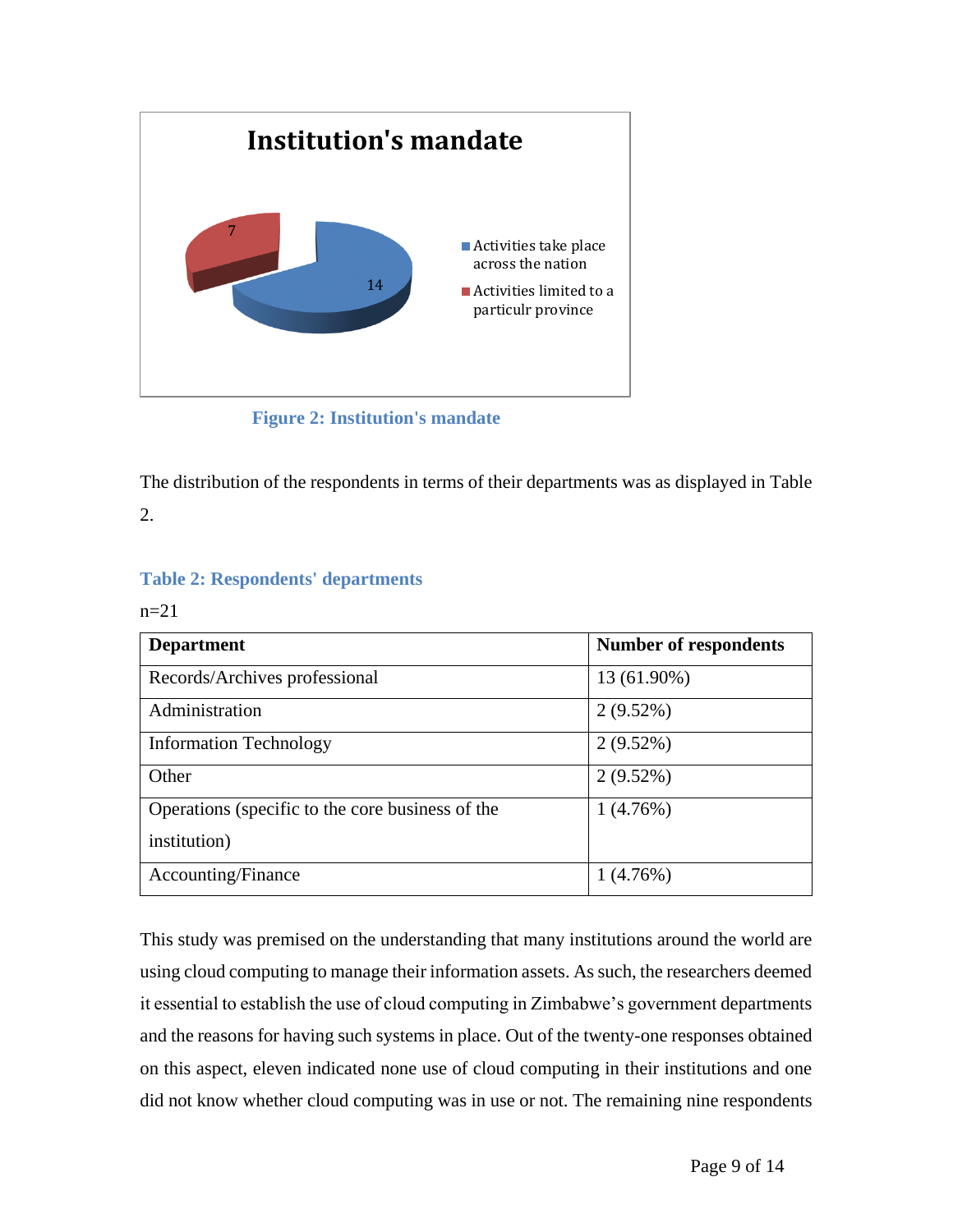**Figure 2: Institution's mandate**

The distribution of the respondents in terms of their departments was as displayed in Table 2.

**Table 2: Respondents' departments**

n=21

| Department | Number of respondents |
|---|---|
| Records/Archives professional | 13 (61.90%) |
| Administration | 2 (9.52%) |
| Information Technology | 2 (9.52%) |
| Other | 2 (9.52%) |
| Operations (specific to the core business of the institution) | 1 (4.76%) |
| Accounting/Finance | 1 (4.76%) |

This study was premised on the understanding that many institutions around the world are using cloud computing to manage their information assets. As such, the researchers deemed it essential to establish the use of cloud computing in Zimbabwe's government departments and the reasons for having such systems in place. Out of the twenty-one responses obtained on this aspect, eleven indicated none use of cloud computing in their institutions and one did not know whether cloud computing was in use or not. The remaining nine respondents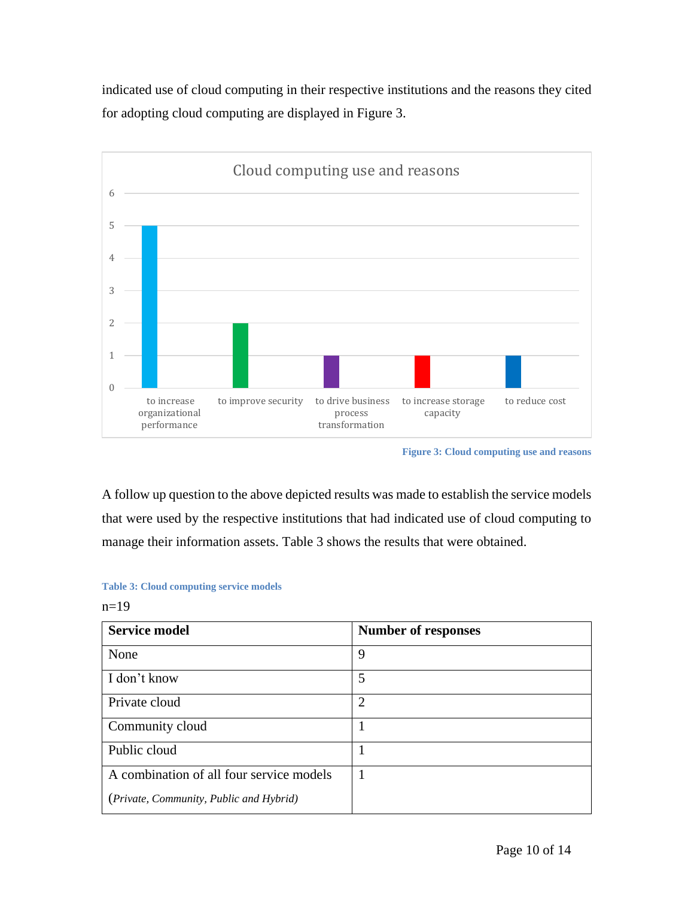indicated use of cloud computing in their respective institutions and the reasons they cited for adopting cloud computing are displayed in Figure 3.

**Figure 3: Cloud computing use and reasons**

A follow up question to the above depicted results was made to establish the service models that were used by the respective institutions that had indicated use of cloud computing to manage their information assets. Table 3 shows the results that were obtained.

**Table 3: Cloud computing service models**

n=19

| Service model | Number of responses |
| --- | --- |
| None | 9 |
| I don't know | 5 |
| Private cloud | 2 |
| Community cloud | 1 |
| Public cloud | 1 |
| A combination of all four service models (*Private, Community, Public and Hybrid)* | 1 |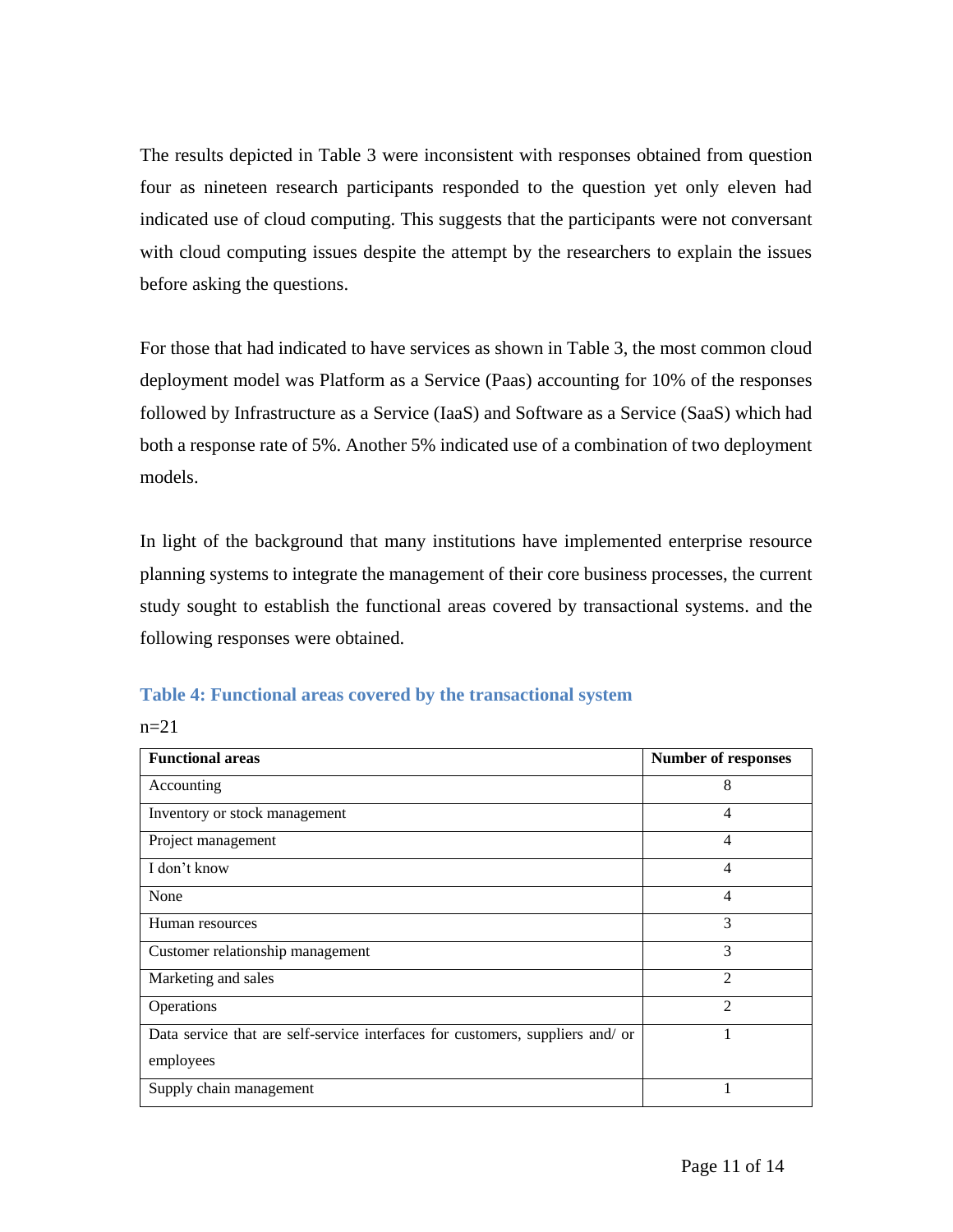The results depicted in Table 3 were inconsistent with responses obtained from question four as nineteen research participants responded to the question yet only eleven had indicated use of cloud computing. This suggests that the participants were not conversant with cloud computing issues despite the attempt by the researchers to explain the issues before asking the questions.

For those that had indicated to have services as shown in Table 3, the most common cloud deployment model was Platform as a Service (Paas) accounting for 10% of the responses followed by Infrastructure as a Service (IaaS) and Software as a Service (SaaS) which had both a response rate of 5%. Another 5% indicated use of a combination of two deployment models.

In light of the background that many institutions have implemented enterprise resource planning systems to integrate the management of their core business processes, the current study sought to establish the functional areas covered by transactional systems. and the following responses were obtained.

**Table 4: Functional areas covered by the transactional system**

n=21

| Functional areas | Number of responses |
|---|---|
| Accounting | 8 |
| Inventory or stock management | 4 |
| Project management | 4 |
| I don't know | 4 |
| None | 4 |
| Human resources | 3 |
| Customer relationship management | 3 |
| Marketing and sales | 2 |
| Operations | 2 |
| Data service that are self-service interfaces for customers, suppliers and/ or employees | 1 |
| Supply chain management | 1 |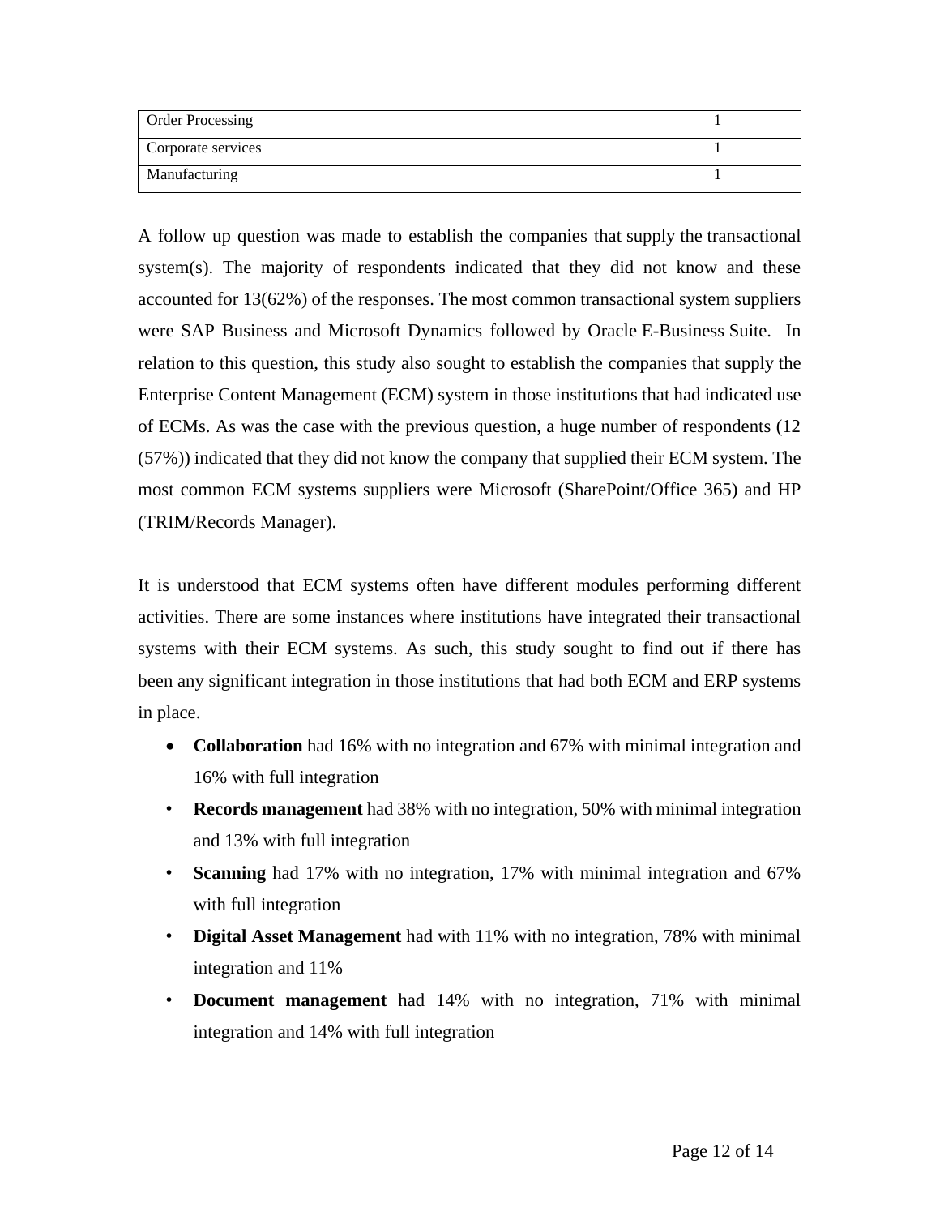| Order Processing | 1 |
|---|---|
| Corporate services | 1 |
| Manufacturing | 1 |

A follow up question was made to establish the companies that supply the transactional system(s). The majority of respondents indicated that they did not know and these accounted for 13(62%) of the responses. The most common transactional system suppliers were SAP Business and Microsoft Dynamics followed by Oracle E-Business Suite. In relation to this question, this study also sought to establish the companies that supply the Enterprise Content Management (ECM) system in those institutions that had indicated use of ECMs. As was the case with the previous question, a huge number of respondents (12 (57%)) indicated that they did not know the company that supplied their ECM system. The most common ECM systems suppliers were Microsoft (SharePoint/Office 365) and HP (TRIM/Records Manager).

It is understood that ECM systems often have different modules performing different activities. There are some instances where institutions have integrated their transactional systems with their ECM systems. As such, this study sought to find out if there has been any significant integration in those institutions that had both ECM and ERP systems in place.

- **Collaboration** had 16% with no integration and 67% with minimal integration and 16% with full integration
- **Records management** had 38% with no integration, 50% with minimal integration and 13% with full integration
- **Scanning** had 17% with no integration, 17% with minimal integration and 67% with full integration
- **Digital Asset Management** had with 11% with no integration, 78% with minimal integration and 11%
- **Document management** had 14% with no integration, 71% with minimal integration and 14% with full integration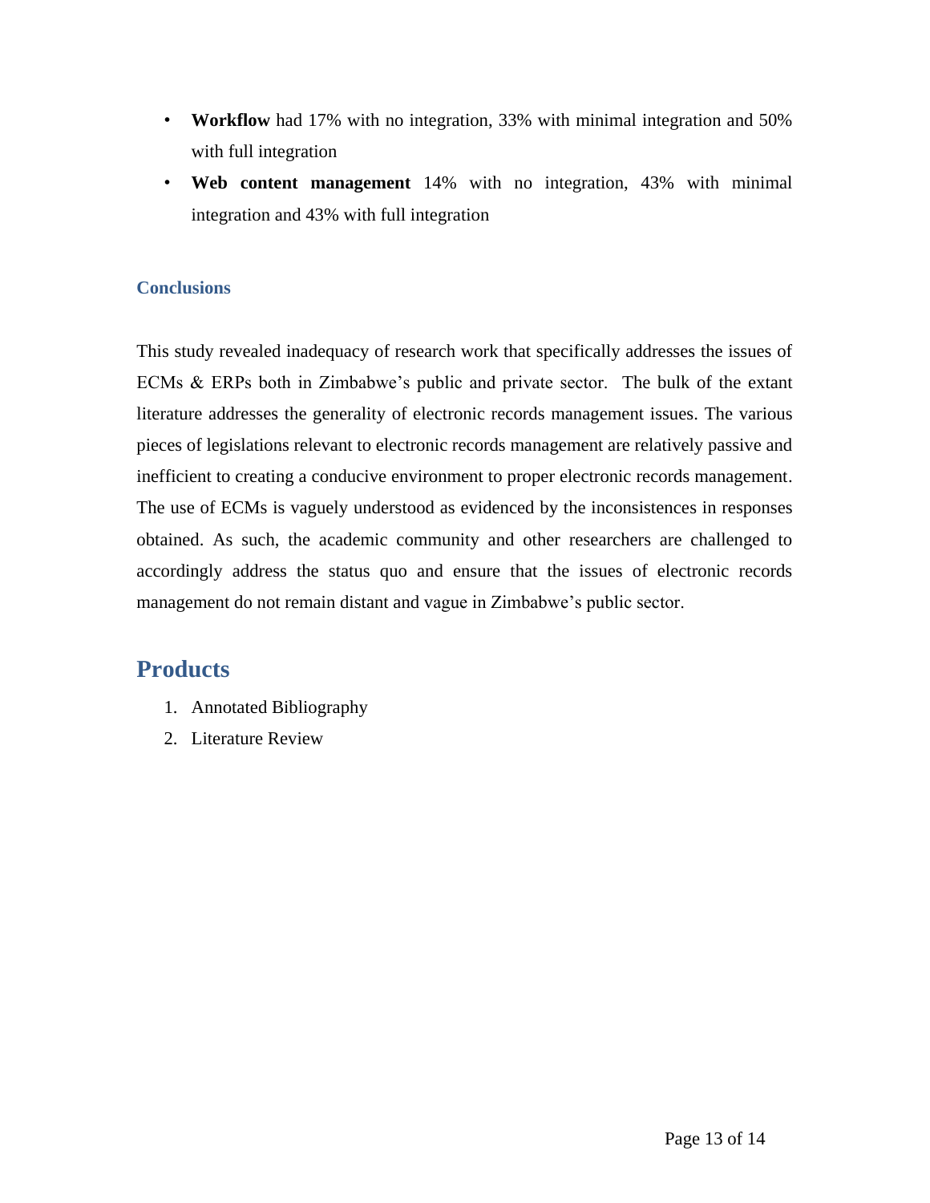- **Workflow** had 17% with no integration, 33% with minimal integration and 50% with full integration
- **Web content management** 14% with no integration, 43% with minimal integration and 43% with full integration

### Conclusions

This study revealed inadequacy of research work that specifically addresses the issues of ECMs & ERPs both in Zimbabwe's public and private sector. The bulk of the extant literature addresses the generality of electronic records management issues. The various pieces of legislations relevant to electronic records management are relatively passive and inefficient to creating a conducive environment to proper electronic records management. The use of ECMs is vaguely understood as evidenced by the inconsistences in responses obtained. As such, the academic community and other researchers are challenged to accordingly address the status quo and ensure that the issues of electronic records management do not remain distant and vague in Zimbabwe's public sector.

## Products

1. Annotated Bibliography
2. Literature Review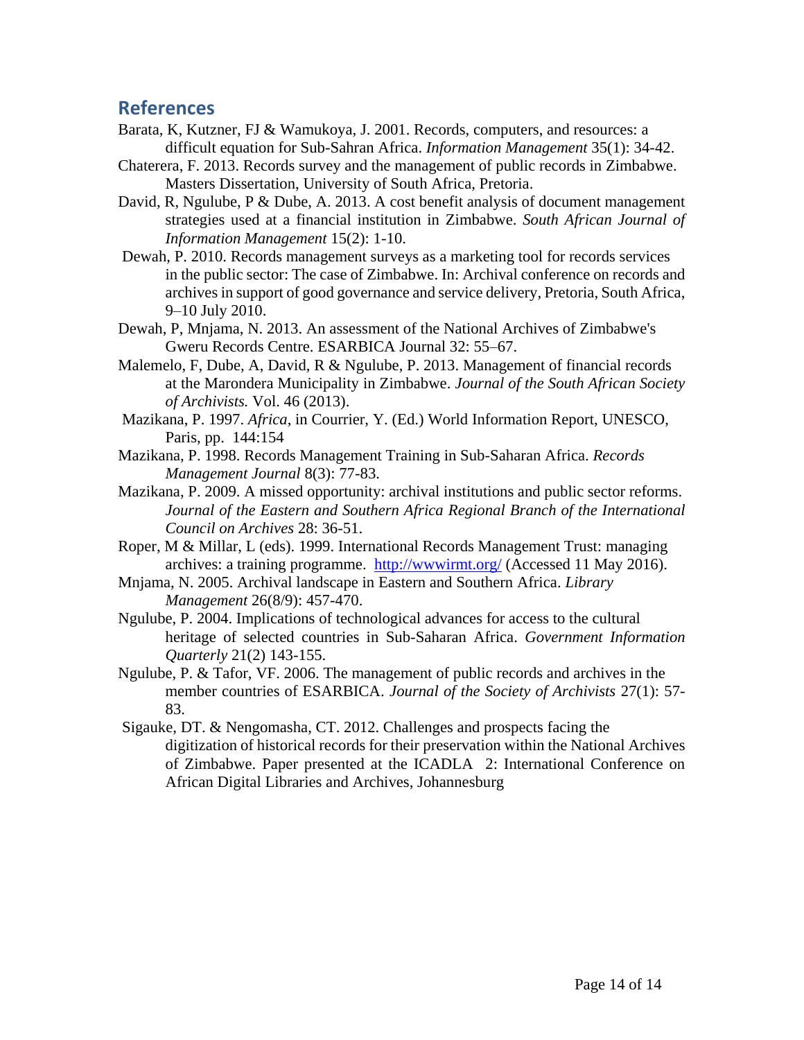## References

Barata, K, Kutzner, FJ & Wamukoya, J. 2001. Records, computers, and resources: a difficult equation for Sub-Sahran Africa. *Information Management* 35(1): 34-42.

Chaterera, F. 2013. Records survey and the management of public records in Zimbabwe. Masters Dissertation, University of South Africa, Pretoria.

David, R, Ngulube, P & Dube, A. 2013. A cost benefit analysis of document management strategies used at a financial institution in Zimbabwe. *South African Journal of Information Management* 15(2): 1-10.

Dewah, P. 2010. Records management surveys as a marketing tool for records services in the public sector: The case of Zimbabwe. In: Archival conference on records and archives in support of good governance and service delivery, Pretoria, South Africa, 9–10 July 2010.

Dewah, P, Mnjama, N. 2013. An assessment of the National Archives of Zimbabwe's Gweru Records Centre. ESARBICA Journal 32: 55–67.

Malemelo, F, Dube, A, David, R & Ngulube, P. 2013. Management of financial records at the Marondera Municipality in Zimbabwe. *Journal of the South African Society of Archivists.* Vol. 46 (2013).

Mazikana, P. 1997. *Africa*, in Courrier, Y. (Ed.) World Information Report, UNESCO, Paris, pp. 144:154

Mazikana, P. 1998. Records Management Training in Sub-Saharan Africa. *Records Management Journal* 8(3): 77-83.

Mazikana, P. 2009. A missed opportunity: archival institutions and public sector reforms. *Journal of the Eastern and Southern Africa Regional Branch of the International Council on Archives* 28: 36-51.

Roper, M & Millar, L (eds). 1999. International Records Management Trust: managing archives: a training programme. http://wwwirmt.org/ (Accessed 11 May 2016).

Mnjama, N. 2005. Archival landscape in Eastern and Southern Africa. *Library Management* 26(8/9): 457-470.

Ngulube, P. 2004. Implications of technological advances for access to the cultural heritage of selected countries in Sub-Saharan Africa. *Government Information Quarterly* 21(2) 143-155.

Ngulube, P. & Tafor, VF. 2006. The management of public records and archives in the member countries of ESARBICA. *Journal of the Society of Archivists* 27(1): 57-83.

Sigauke, DT. & Nengomasha, CT. 2012. Challenges and prospects facing the digitization of historical records for their preservation within the National Archives of Zimbabwe. Paper presented at the ICADLA 2: International Conference on African Digital Libraries and Archives, Johannesburg